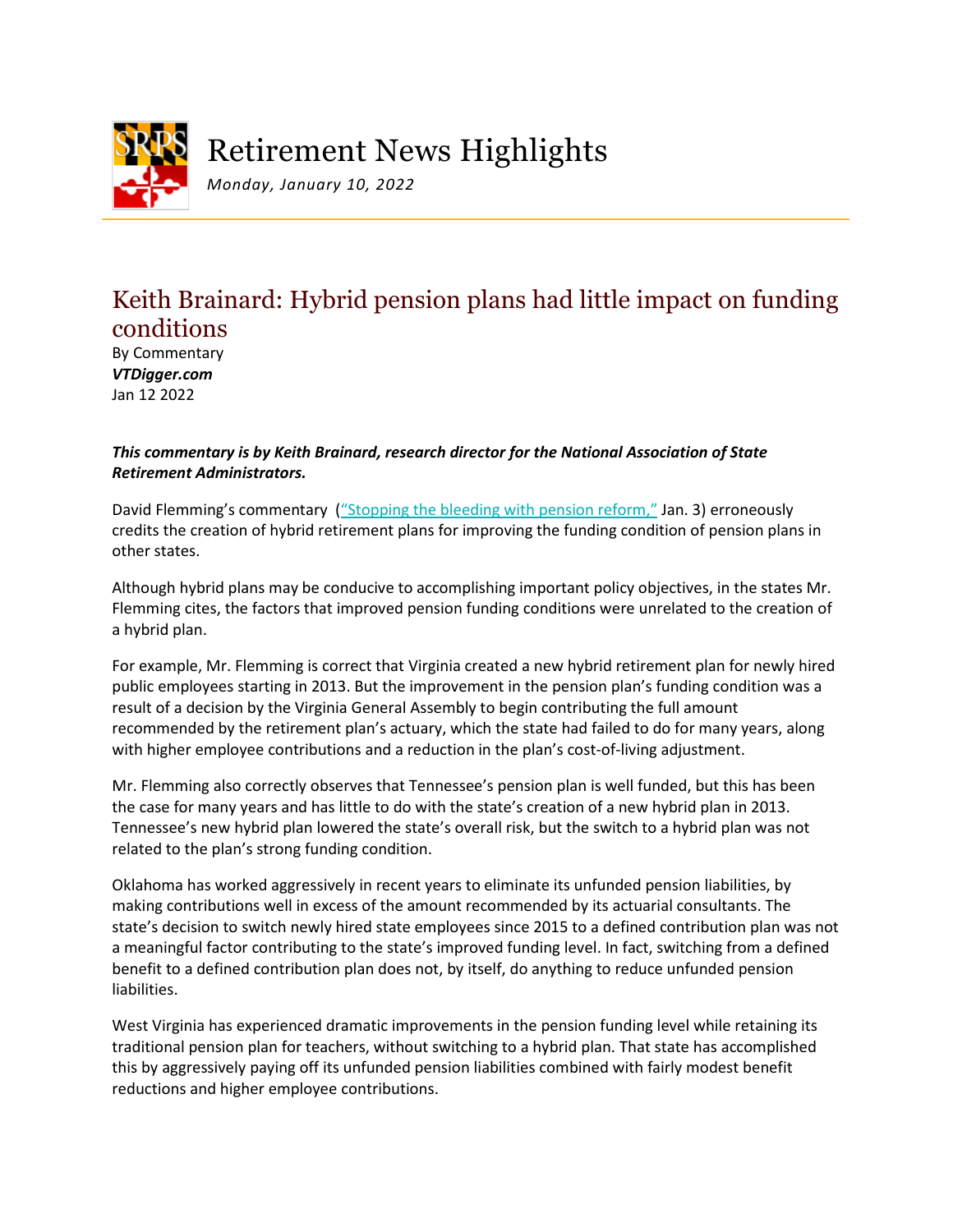# Retirement News Highlights

*Monday, January 10, 2022*

## Keith Brainard: Hybrid pension plans had little impact on funding conditions

By Commentary
***VTDigger.com***
Jan 12 2022

***This commentary is by Keith Brainard, research director for the National Association of State Retirement Administrators.***

David Flemming's commentary ("Stopping the bleeding with pension reform," Jan. 3) erroneously credits the creation of hybrid retirement plans for improving the funding condition of pension plans in other states.

Although hybrid plans may be conducive to accomplishing important policy objectives, in the states Mr. Flemming cites, the factors that improved pension funding conditions were unrelated to the creation of a hybrid plan.

For example, Mr. Flemming is correct that Virginia created a new hybrid retirement plan for newly hired public employees starting in 2013. But the improvement in the pension plan's funding condition was a result of a decision by the Virginia General Assembly to begin contributing the full amount recommended by the retirement plan's actuary, which the state had failed to do for many years, along with higher employee contributions and a reduction in the plan's cost-of-living adjustment.

Mr. Flemming also correctly observes that Tennessee's pension plan is well funded, but this has been the case for many years and has little to do with the state's creation of a new hybrid plan in 2013. Tennessee's new hybrid plan lowered the state's overall risk, but the switch to a hybrid plan was not related to the plan's strong funding condition.

Oklahoma has worked aggressively in recent years to eliminate its unfunded pension liabilities, by making contributions well in excess of the amount recommended by its actuarial consultants. The state's decision to switch newly hired state employees since 2015 to a defined contribution plan was not a meaningful factor contributing to the state's improved funding level. In fact, switching from a defined benefit to a defined contribution plan does not, by itself, do anything to reduce unfunded pension liabilities.

West Virginia has experienced dramatic improvements in the pension funding level while retaining its traditional pension plan for teachers, without switching to a hybrid plan. That state has accomplished this by aggressively paying off its unfunded pension liabilities combined with fairly modest benefit reductions and higher employee contributions.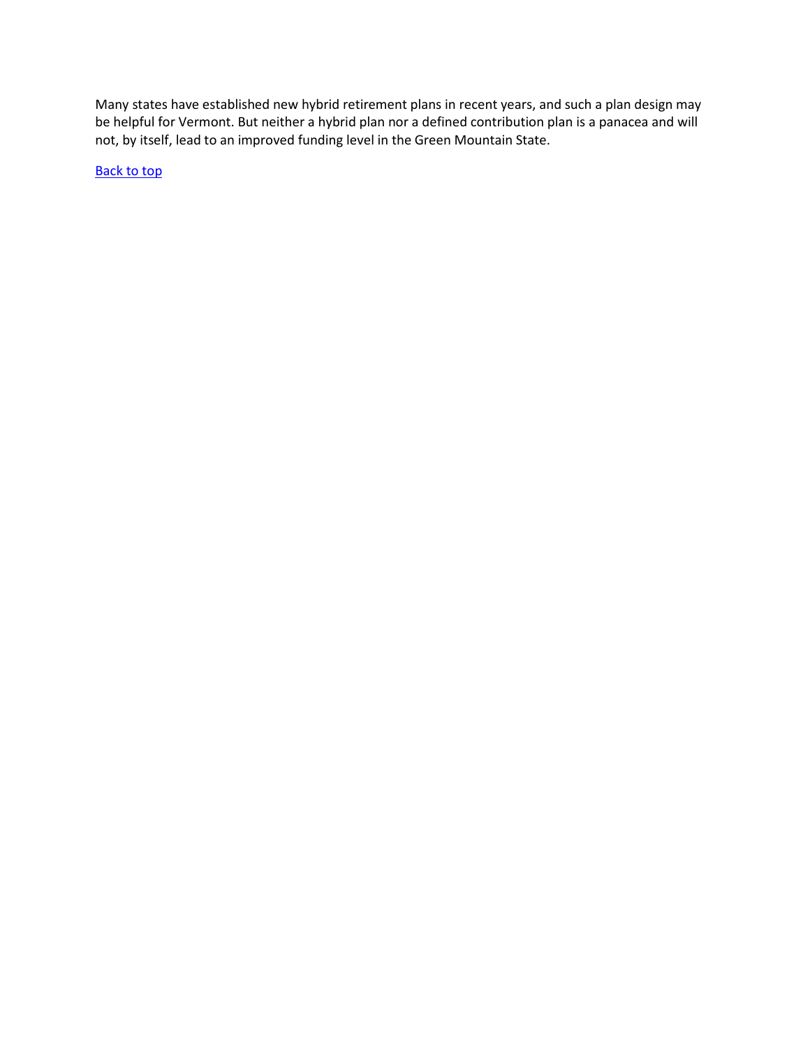Many states have established new hybrid retirement plans in recent years, and such a plan design may be helpful for Vermont. But neither a hybrid plan nor a defined contribution plan is a panacea and will not, by itself, lead to an improved funding level in the Green Mountain State.

Back to top